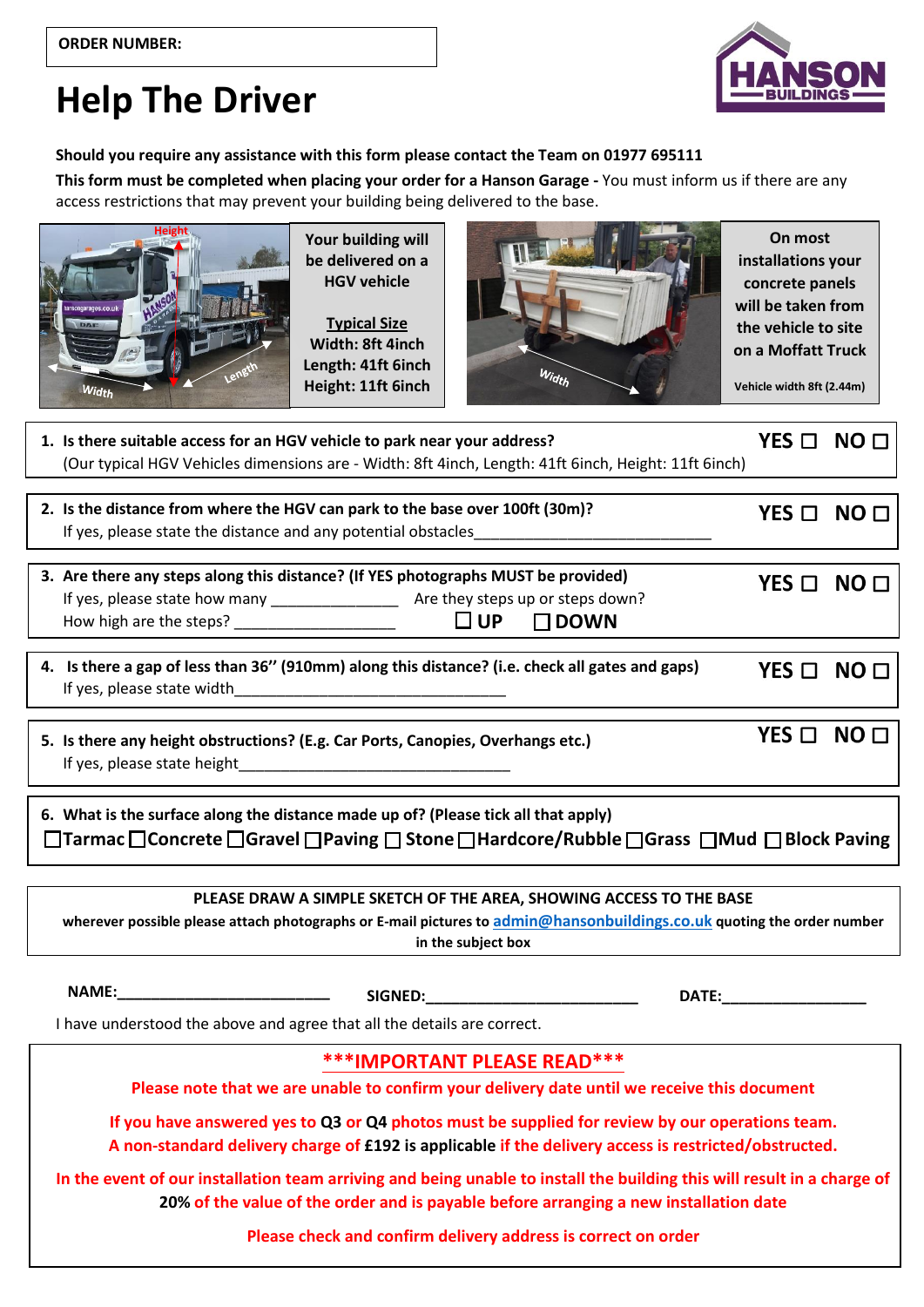**ORDER NUMBER:**

# Help The Driver

**Should you require any assistance with this form please contact the Team on 01977 695111**

**This form must be completed when placing your order for a Hanson Garage -** You must inform us if there are any access restrictions that may prevent your building being delivered to the base.

**Your building will be delivered on a HGV vehicle**

**Typical Size**
**Width: 8ft 4inch**
**Length: 41ft 6inch**
**Height: 11ft 6inch**

**On most installations your concrete panels will be taken from the vehicle to site on a Moffatt Truck**

**Vehicle width 8ft (2.44m)**

1. **Is there suitable access for an HGV vehicle to park near your address?** **YES ☐ NO ☐**
   (Our typical HGV Vehicles dimensions are - Width: 8ft 4inch, Length: 41ft 6inch, Height: 11ft 6inch)

2. **Is the distance from where the HGV can park to the base over 100ft (30m)?** **YES ☐ NO ☐**
   If yes, please state the distance and any potential obstacles______________________________

3. **Are there any steps along this distance? (If YES photographs MUST be provided)** **YES ☐ NO ☐**
   If yes, please state how many _______________ Are they steps up or steps down?
   How high are the steps? ___________________ **☐ UP ☐ DOWN**

4. **Is there a gap of less than 36'' (910mm) along this distance? (i.e. check all gates and gaps)** **YES ☐ NO ☐**
   If yes, please state width_________________________________

5. **Is there any height obstructions? (E.g. Car Ports, Canopies, Overhangs etc.)** **YES ☐ NO ☐**
   If yes, please state height_________________________________

6. **What is the surface along the distance made up of? (Please tick all that apply)**
   **☐Tarmac ☐Concrete ☐Gravel ☐Paving ☐ Stone ☐Hardcore/Rubble ☐Grass ☐Mud ☐ Block Paving**

**PLEASE DRAW A SIMPLE SKETCH OF THE AREA, SHOWING ACCESS TO THE BASE**
**wherever possible please attach photographs or E-mail pictures to admin@hansonbuildings.co.uk quoting the order number in the subject box**

**NAME:_________________________ SIGNED:_________________________ DATE:_________________**

I have understood the above and agree that all the details are correct.

**\*\*\*IMPORTANT PLEASE READ\*\*\***

**Please note that we are unable to confirm your delivery date until we receive this document**

**If you have answered yes to Q3 or Q4 photos must be supplied for review by our operations team.**
**A non-standard delivery charge of £192 is applicable if the delivery access is restricted/obstructed.**

**In the event of our installation team arriving and being unable to install the building this will result in a charge of 20% of the value of the order and is payable before arranging a new installation date**

**Please check and confirm delivery address is correct on order**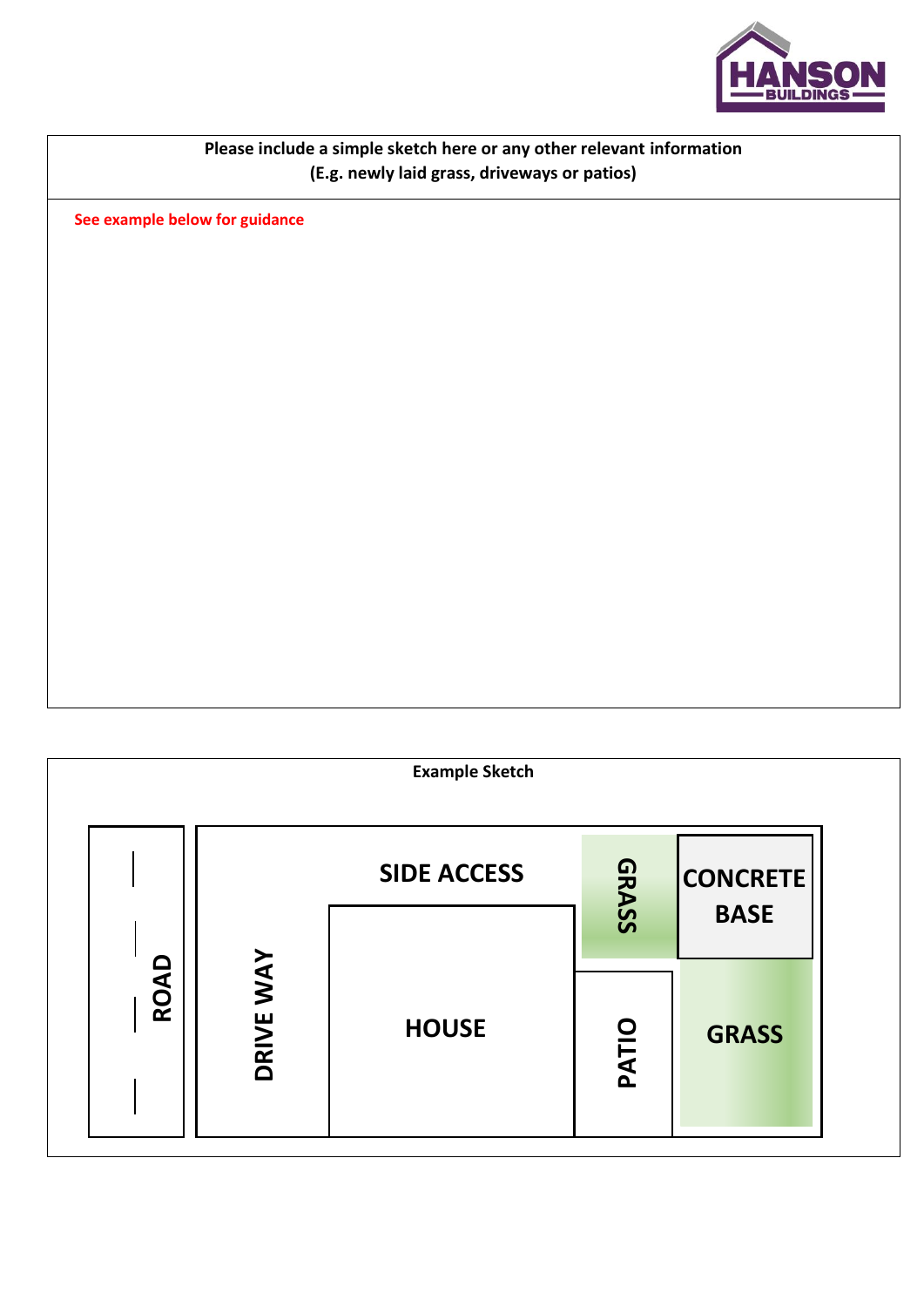**Please include a simple sketch here or any other relevant information**
**(E.g. newly laid grass, driveways or patios)**

See example below for guidance

**Example Sketch**

ROAD

DRIVE WAY

SIDE ACCESS

HOUSE

GRASS

PATIO

CONCRETE BASE

GRASS